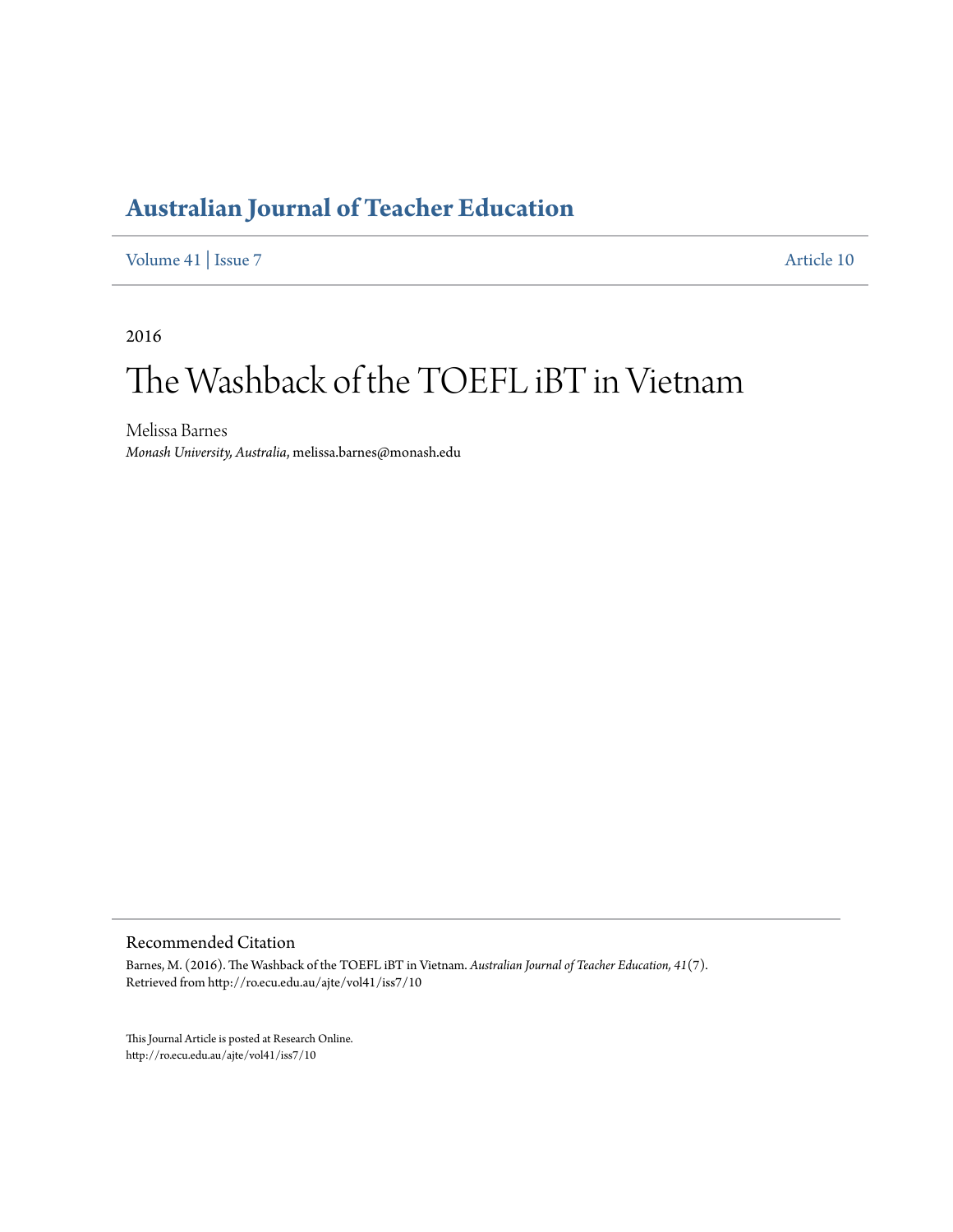## Australian Journal of Teacher Education

Volume 41 | Issue 7 Article 10

2016

# The Washback of the TOEFL iBT in Vietnam

Melissa Barnes
*Monash University, Australia*, melissa.barnes@monash.edu

### Recommended Citation

Barnes, M. (2016). The Washback of the TOEFL iBT in Vietnam. *Australian Journal of Teacher Education, 41*(7).
Retrieved from http://ro.ecu.edu.au/ajte/vol41/iss7/10

This Journal Article is posted at Research Online.
http://ro.ecu.edu.au/ajte/vol41/iss7/10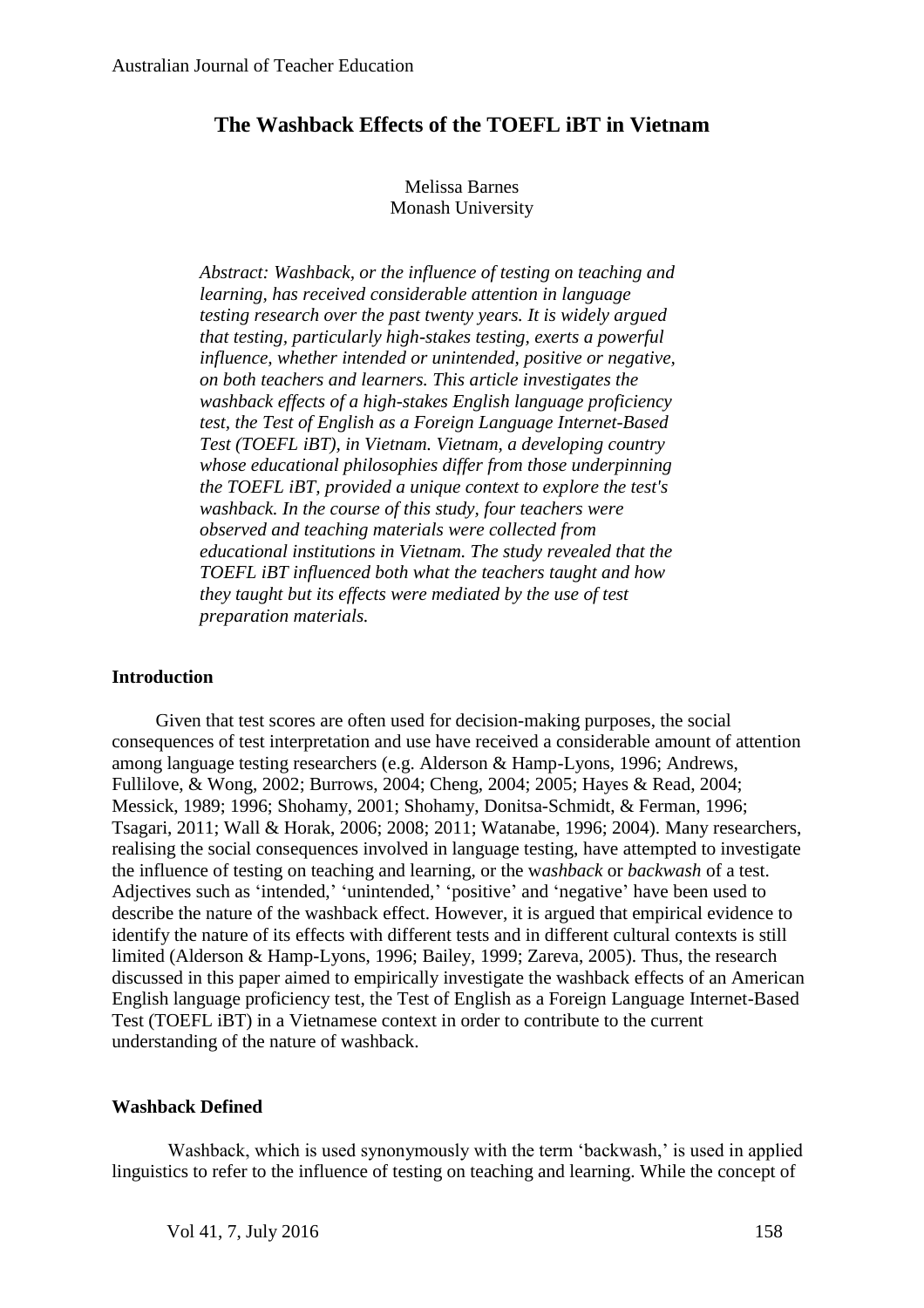# The Washback Effects of the TOEFL iBT in Vietnam

Melissa Barnes
Monash University

*Abstract: Washback, or the influence of testing on teaching and learning, has received considerable attention in language testing research over the past twenty years. It is widely argued that testing, particularly high-stakes testing, exerts a powerful influence, whether intended or unintended, positive or negative, on both teachers and learners. This article investigates the washback effects of a high-stakes English language proficiency test, the Test of English as a Foreign Language Internet-Based Test (TOEFL iBT), in Vietnam. Vietnam, a developing country whose educational philosophies differ from those underpinning the TOEFL iBT, provided a unique context to explore the test's washback. In the course of this study, four teachers were observed and teaching materials were collected from educational institutions in Vietnam. The study revealed that the TOEFL iBT influenced both what the teachers taught and how they taught but its effects were mediated by the use of test preparation materials.*

## Introduction

Given that test scores are often used for decision-making purposes, the social consequences of test interpretation and use have received a considerable amount of attention among language testing researchers (e.g. Alderson & Hamp-Lyons, 1996; Andrews, Fullilove, & Wong, 2002; Burrows, 2004; Cheng, 2004; 2005; Hayes & Read, 2004; Messick, 1989; 1996; Shohamy, 2001; Shohamy, Donitsa-Schmidt, & Ferman, 1996; Tsagari, 2011; Wall & Horak, 2006; 2008; 2011; Watanabe, 1996; 2004). Many researchers, realising the social consequences involved in language testing, have attempted to investigate the influence of testing on teaching and learning, or the w*ashback* or *backwash* of a test. Adjectives such as 'intended,' 'unintended,' 'positive' and 'negative' have been used to describe the nature of the washback effect. However, it is argued that empirical evidence to identify the nature of its effects with different tests and in different cultural contexts is still limited (Alderson & Hamp-Lyons, 1996; Bailey, 1999; Zareva, 2005). Thus, the research discussed in this paper aimed to empirically investigate the washback effects of an American English language proficiency test, the Test of English as a Foreign Language Internet-Based Test (TOEFL iBT) in a Vietnamese context in order to contribute to the current understanding of the nature of washback.

## Washback Defined

Washback, which is used synonymously with the term 'backwash,' is used in applied linguistics to refer to the influence of testing on teaching and learning. While the concept of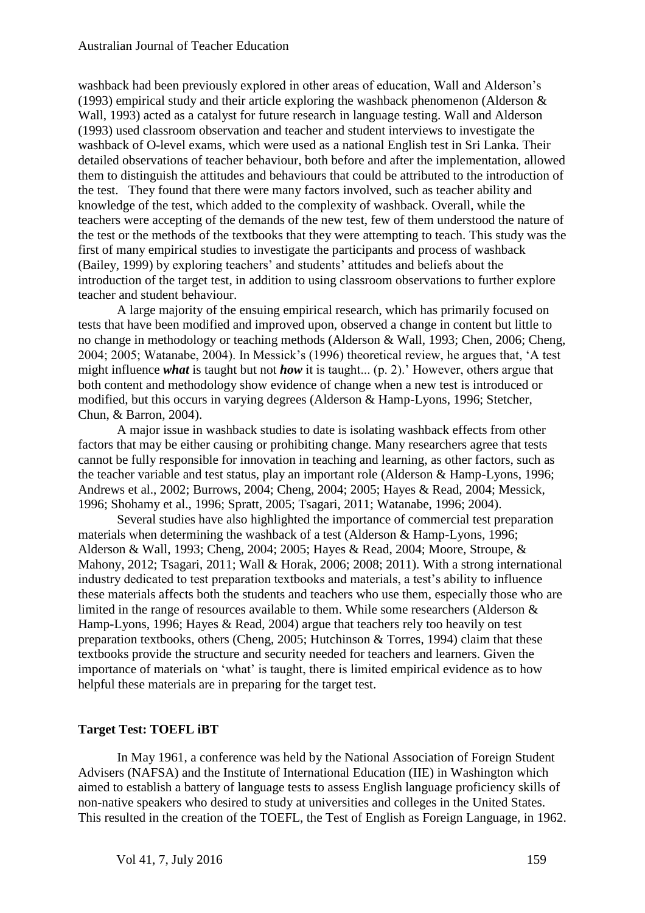washback had been previously explored in other areas of education, Wall and Alderson's (1993) empirical study and their article exploring the washback phenomenon (Alderson & Wall, 1993) acted as a catalyst for future research in language testing. Wall and Alderson (1993) used classroom observation and teacher and student interviews to investigate the washback of O-level exams, which were used as a national English test in Sri Lanka. Their detailed observations of teacher behaviour, both before and after the implementation, allowed them to distinguish the attitudes and behaviours that could be attributed to the introduction of the test. They found that there were many factors involved, such as teacher ability and knowledge of the test, which added to the complexity of washback. Overall, while the teachers were accepting of the demands of the new test, few of them understood the nature of the test or the methods of the textbooks that they were attempting to teach. This study was the first of many empirical studies to investigate the participants and process of washback (Bailey, 1999) by exploring teachers' and students' attitudes and beliefs about the introduction of the target test, in addition to using classroom observations to further explore teacher and student behaviour.

A large majority of the ensuing empirical research, which has primarily focused on tests that have been modified and improved upon, observed a change in content but little to no change in methodology or teaching methods (Alderson & Wall, 1993; Chen, 2006; Cheng, 2004; 2005; Watanabe, 2004). In Messick's (1996) theoretical review, he argues that, 'A test might influence ***what*** is taught but not ***how*** it is taught... (p. 2).' However, others argue that both content and methodology show evidence of change when a new test is introduced or modified, but this occurs in varying degrees (Alderson & Hamp-Lyons, 1996; Stetcher, Chun, & Barron, 2004).

A major issue in washback studies to date is isolating washback effects from other factors that may be either causing or prohibiting change. Many researchers agree that tests cannot be fully responsible for innovation in teaching and learning, as other factors, such as the teacher variable and test status, play an important role (Alderson & Hamp-Lyons, 1996; Andrews et al., 2002; Burrows, 2004; Cheng, 2004; 2005; Hayes & Read, 2004; Messick, 1996; Shohamy et al., 1996; Spratt, 2005; Tsagari, 2011; Watanabe, 1996; 2004).

Several studies have also highlighted the importance of commercial test preparation materials when determining the washback of a test (Alderson & Hamp-Lyons, 1996; Alderson & Wall, 1993; Cheng, 2004; 2005; Hayes & Read, 2004; Moore, Stroupe, & Mahony, 2012; Tsagari, 2011; Wall & Horak, 2006; 2008; 2011). With a strong international industry dedicated to test preparation textbooks and materials, a test's ability to influence these materials affects both the students and teachers who use them, especially those who are limited in the range of resources available to them. While some researchers (Alderson & Hamp-Lyons, 1996; Hayes & Read, 2004) argue that teachers rely too heavily on test preparation textbooks, others (Cheng, 2005; Hutchinson & Torres, 1994) claim that these textbooks provide the structure and security needed for teachers and learners. Given the importance of materials on 'what' is taught, there is limited empirical evidence as to how helpful these materials are in preparing for the target test.

## Target Test: TOEFL iBT

In May 1961, a conference was held by the National Association of Foreign Student Advisers (NAFSA) and the Institute of International Education (IIE) in Washington which aimed to establish a battery of language tests to assess English language proficiency skills of non-native speakers who desired to study at universities and colleges in the United States. This resulted in the creation of the TOEFL, the Test of English as Foreign Language, in 1962.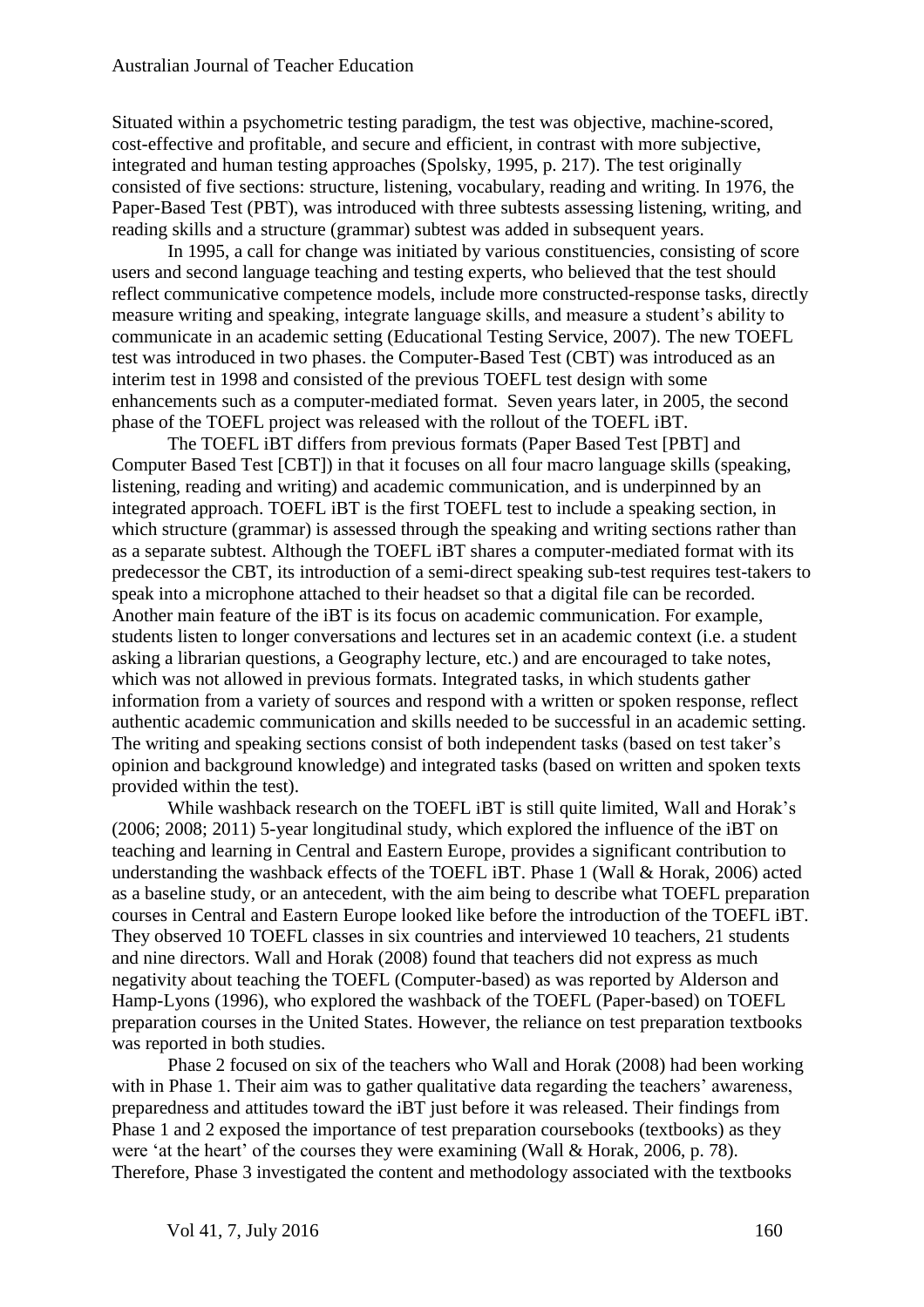Situated within a psychometric testing paradigm, the test was objective, machine-scored, cost-effective and profitable, and secure and efficient, in contrast with more subjective, integrated and human testing approaches (Spolsky, 1995, p. 217). The test originally consisted of five sections: structure, listening, vocabulary, reading and writing. In 1976, the Paper-Based Test (PBT), was introduced with three subtests assessing listening, writing, and reading skills and a structure (grammar) subtest was added in subsequent years.

In 1995, a call for change was initiated by various constituencies, consisting of score users and second language teaching and testing experts, who believed that the test should reflect communicative competence models, include more constructed-response tasks, directly measure writing and speaking, integrate language skills, and measure a student's ability to communicate in an academic setting (Educational Testing Service, 2007). The new TOEFL test was introduced in two phases. the Computer-Based Test (CBT) was introduced as an interim test in 1998 and consisted of the previous TOEFL test design with some enhancements such as a computer-mediated format. Seven years later, in 2005, the second phase of the TOEFL project was released with the rollout of the TOEFL iBT.

The TOEFL iBT differs from previous formats (Paper Based Test [PBT] and Computer Based Test [CBT]) in that it focuses on all four macro language skills (speaking, listening, reading and writing) and academic communication, and is underpinned by an integrated approach. TOEFL iBT is the first TOEFL test to include a speaking section, in which structure (grammar) is assessed through the speaking and writing sections rather than as a separate subtest. Although the TOEFL iBT shares a computer-mediated format with its predecessor the CBT, its introduction of a semi-direct speaking sub-test requires test-takers to speak into a microphone attached to their headset so that a digital file can be recorded. Another main feature of the iBT is its focus on academic communication. For example, students listen to longer conversations and lectures set in an academic context (i.e. a student asking a librarian questions, a Geography lecture, etc.) and are encouraged to take notes, which was not allowed in previous formats. Integrated tasks, in which students gather information from a variety of sources and respond with a written or spoken response, reflect authentic academic communication and skills needed to be successful in an academic setting. The writing and speaking sections consist of both independent tasks (based on test taker's opinion and background knowledge) and integrated tasks (based on written and spoken texts provided within the test).

While washback research on the TOEFL iBT is still quite limited, Wall and Horak's (2006; 2008; 2011) 5-year longitudinal study, which explored the influence of the iBT on teaching and learning in Central and Eastern Europe, provides a significant contribution to understanding the washback effects of the TOEFL iBT. Phase 1 (Wall & Horak, 2006) acted as a baseline study, or an antecedent, with the aim being to describe what TOEFL preparation courses in Central and Eastern Europe looked like before the introduction of the TOEFL iBT. They observed 10 TOEFL classes in six countries and interviewed 10 teachers, 21 students and nine directors. Wall and Horak (2008) found that teachers did not express as much negativity about teaching the TOEFL (Computer-based) as was reported by Alderson and Hamp-Lyons (1996), who explored the washback of the TOEFL (Paper-based) on TOEFL preparation courses in the United States. However, the reliance on test preparation textbooks was reported in both studies.

Phase 2 focused on six of the teachers who Wall and Horak (2008) had been working with in Phase 1. Their aim was to gather qualitative data regarding the teachers' awareness, preparedness and attitudes toward the iBT just before it was released. Their findings from Phase 1 and 2 exposed the importance of test preparation coursebooks (textbooks) as they were 'at the heart' of the courses they were examining (Wall & Horak, 2006, p. 78). Therefore, Phase 3 investigated the content and methodology associated with the textbooks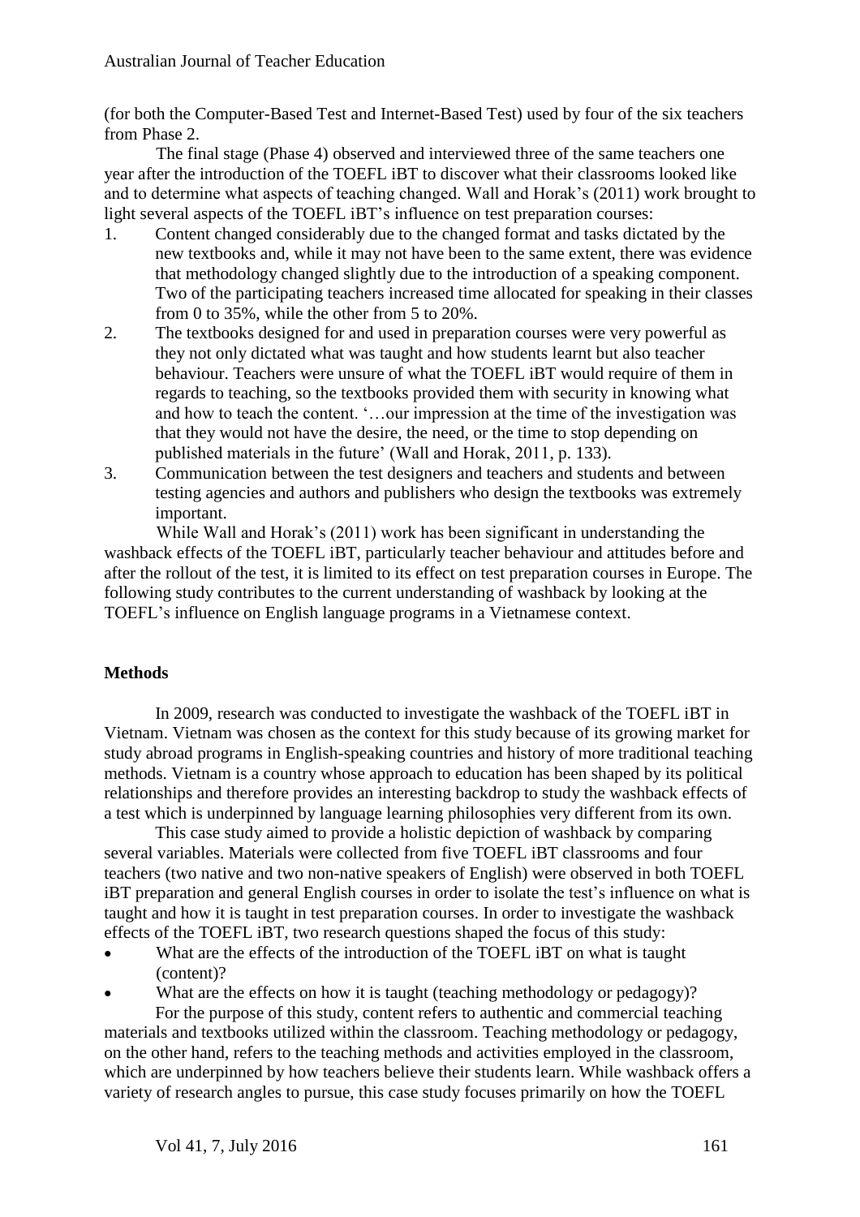(for both the Computer-Based Test and Internet-Based Test) used by four of the six teachers from Phase 2.

The final stage (Phase 4) observed and interviewed three of the same teachers one year after the introduction of the TOEFL iBT to discover what their classrooms looked like and to determine what aspects of teaching changed. Wall and Horak's (2011) work brought to light several aspects of the TOEFL iBT's influence on test preparation courses:

1. Content changed considerably due to the changed format and tasks dictated by the new textbooks and, while it may not have been to the same extent, there was evidence that methodology changed slightly due to the introduction of a speaking component. Two of the participating teachers increased time allocated for speaking in their classes from 0 to 35%, while the other from 5 to 20%.
2. The textbooks designed for and used in preparation courses were very powerful as they not only dictated what was taught and how students learnt but also teacher behaviour. Teachers were unsure of what the TOEFL iBT would require of them in regards to teaching, so the textbooks provided them with security in knowing what and how to teach the content. '…our impression at the time of the investigation was that they would not have the desire, the need, or the time to stop depending on published materials in the future' (Wall and Horak, 2011, p. 133).
3. Communication between the test designers and teachers and students and between testing agencies and authors and publishers who design the textbooks was extremely important.

While Wall and Horak's (2011) work has been significant in understanding the washback effects of the TOEFL iBT, particularly teacher behaviour and attitudes before and after the rollout of the test, it is limited to its effect on test preparation courses in Europe. The following study contributes to the current understanding of washback by looking at the TOEFL's influence on English language programs in a Vietnamese context.

## Methods

In 2009, research was conducted to investigate the washback of the TOEFL iBT in Vietnam. Vietnam was chosen as the context for this study because of its growing market for study abroad programs in English-speaking countries and history of more traditional teaching methods. Vietnam is a country whose approach to education has been shaped by its political relationships and therefore provides an interesting backdrop to study the washback effects of a test which is underpinned by language learning philosophies very different from its own.

This case study aimed to provide a holistic depiction of washback by comparing several variables. Materials were collected from five TOEFL iBT classrooms and four teachers (two native and two non-native speakers of English) were observed in both TOEFL iBT preparation and general English courses in order to isolate the test's influence on what is taught and how it is taught in test preparation courses. In order to investigate the washback effects of the TOEFL iBT, two research questions shaped the focus of this study:

- What are the effects of the introduction of the TOEFL iBT on what is taught (content)?
- What are the effects on how it is taught (teaching methodology or pedagogy)?

For the purpose of this study, content refers to authentic and commercial teaching materials and textbooks utilized within the classroom. Teaching methodology or pedagogy, on the other hand, refers to the teaching methods and activities employed in the classroom, which are underpinned by how teachers believe their students learn. While washback offers a variety of research angles to pursue, this case study focuses primarily on how the TOEFL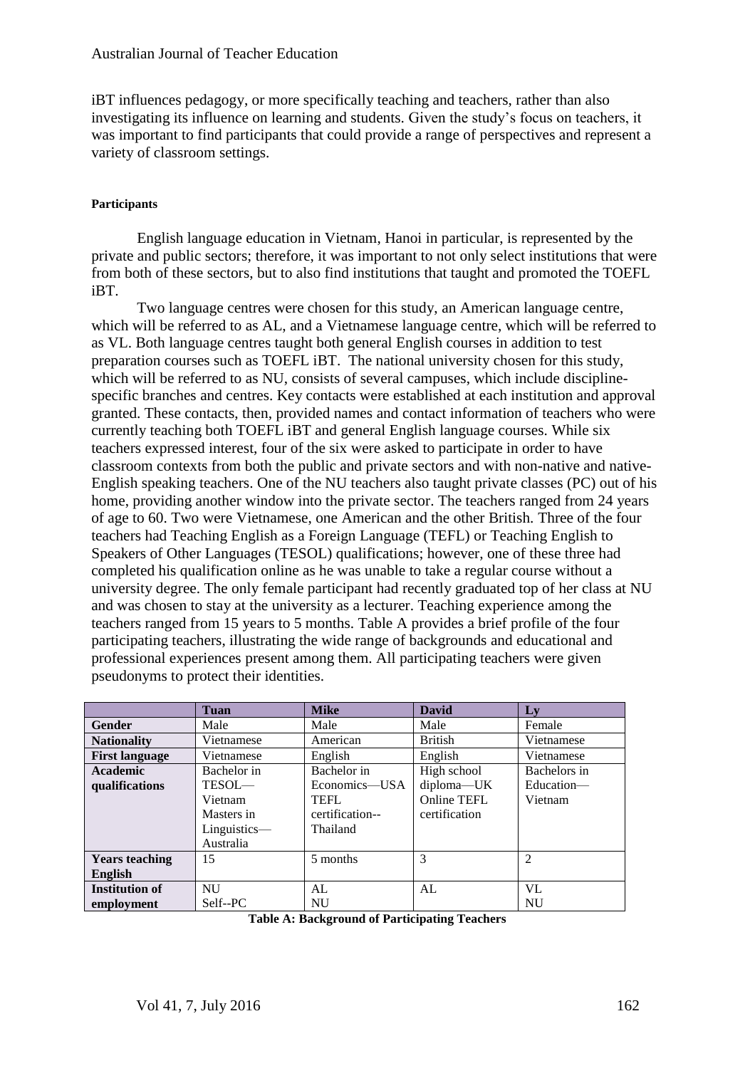iBT influences pedagogy, or more specifically teaching and teachers, rather than also investigating its influence on learning and students. Given the study's focus on teachers, it was important to find participants that could provide a range of perspectives and represent a variety of classroom settings.

#### Participants

English language education in Vietnam, Hanoi in particular, is represented by the private and public sectors; therefore, it was important to not only select institutions that were from both of these sectors, but to also find institutions that taught and promoted the TOEFL iBT.

Two language centres were chosen for this study, an American language centre, which will be referred to as AL, and a Vietnamese language centre, which will be referred to as VL. Both language centres taught both general English courses in addition to test preparation courses such as TOEFL iBT. The national university chosen for this study, which will be referred to as NU, consists of several campuses, which include discipline-specific branches and centres. Key contacts were established at each institution and approval granted. These contacts, then, provided names and contact information of teachers who were currently teaching both TOEFL iBT and general English language courses. While six teachers expressed interest, four of the six were asked to participate in order to have classroom contexts from both the public and private sectors and with non-native and native-English speaking teachers. One of the NU teachers also taught private classes (PC) out of his home, providing another window into the private sector. The teachers ranged from 24 years of age to 60. Two were Vietnamese, one American and the other British. Three of the four teachers had Teaching English as a Foreign Language (TEFL) or Teaching English to Speakers of Other Languages (TESOL) qualifications; however, one of these three had completed his qualification online as he was unable to take a regular course without a university degree. The only female participant had recently graduated top of her class at NU and was chosen to stay at the university as a lecturer. Teaching experience among the teachers ranged from 15 years to 5 months. Table A provides a brief profile of the four participating teachers, illustrating the wide range of backgrounds and educational and professional experiences present among them. All participating teachers were given pseudonyms to protect their identities.

| | **Tuan** | **Mike** | **David** | **Ly** |
|---|---|---|---|---|
| **Gender** | Male | Male | Male | Female |
| **Nationality** | Vietnamese | American | British | Vietnamese |
| **First language** | Vietnamese | English | English | Vietnamese |
| **Academic qualifications** | Bachelor in TESOL—Vietnam Masters in Linguistics—Australia | Bachelor in Economics—USA TEFL certification--Thailand | High school diploma—UK Online TEFL certification | Bachelors in Education—Vietnam |
| **Years teaching English** | 15 | 5 months | 3 | 2 |
| **Institution of employment** | NU Self--PC | AL NU | AL | VL NU |

**Table A: Background of Participating Teachers**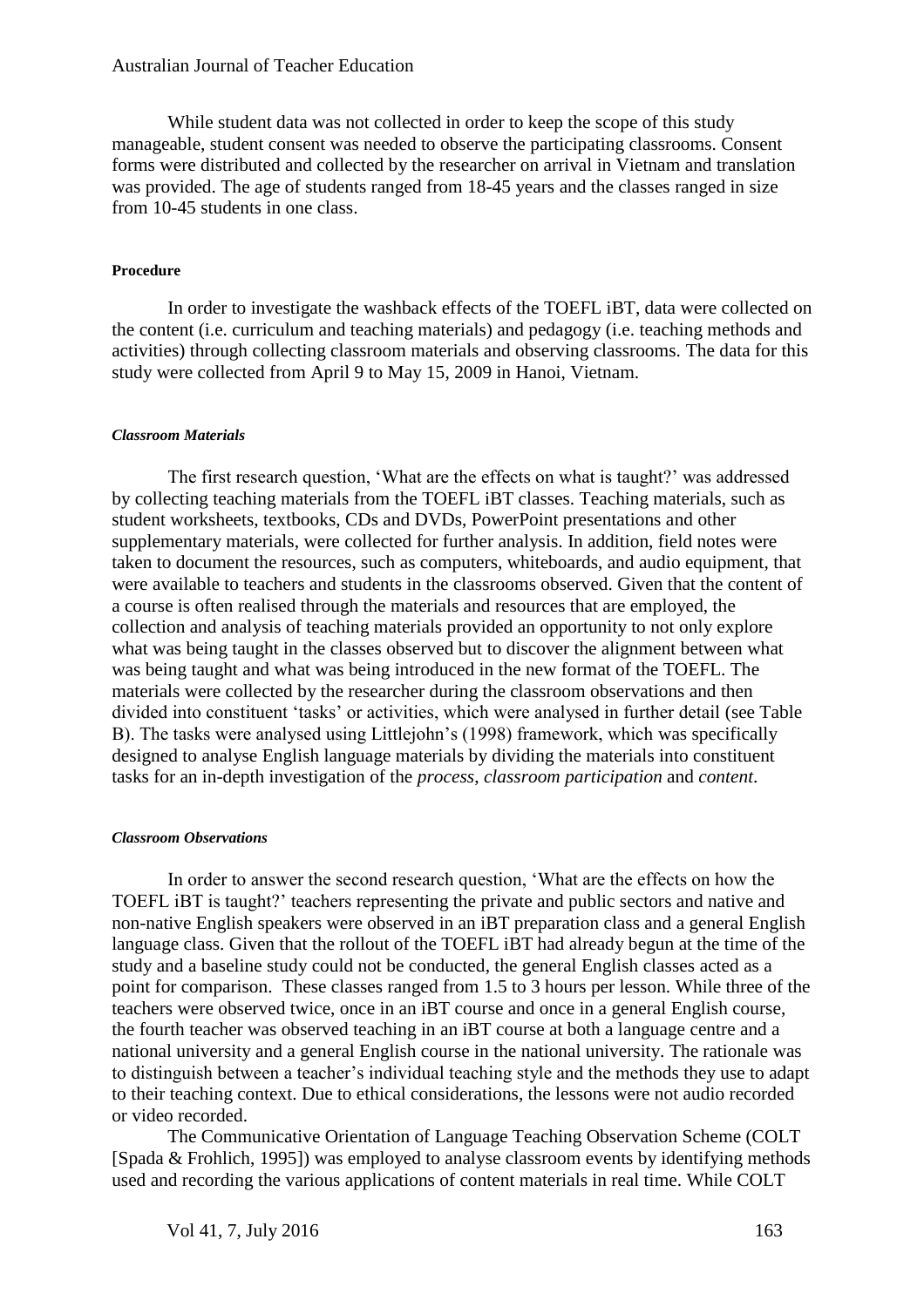While student data was not collected in order to keep the scope of this study manageable, student consent was needed to observe the participating classrooms. Consent forms were distributed and collected by the researcher on arrival in Vietnam and translation was provided. The age of students ranged from 18-45 years and the classes ranged in size from 10-45 students in one class.

#### Procedure

In order to investigate the washback effects of the TOEFL iBT, data were collected on the content (i.e. curriculum and teaching materials) and pedagogy (i.e. teaching methods and activities) through collecting classroom materials and observing classrooms. The data for this study were collected from April 9 to May 15, 2009 in Hanoi, Vietnam.

##### *Classroom Materials*

The first research question, 'What are the effects on what is taught?' was addressed by collecting teaching materials from the TOEFL iBT classes. Teaching materials, such as student worksheets, textbooks, CDs and DVDs, PowerPoint presentations and other supplementary materials, were collected for further analysis. In addition, field notes were taken to document the resources, such as computers, whiteboards, and audio equipment, that were available to teachers and students in the classrooms observed. Given that the content of a course is often realised through the materials and resources that are employed, the collection and analysis of teaching materials provided an opportunity to not only explore what was being taught in the classes observed but to discover the alignment between what was being taught and what was being introduced in the new format of the TOEFL. The materials were collected by the researcher during the classroom observations and then divided into constituent 'tasks' or activities, which were analysed in further detail (see Table B). The tasks were analysed using Littlejohn's (1998) framework, which was specifically designed to analyse English language materials by dividing the materials into constituent tasks for an in-depth investigation of the *process*, *classroom participation* and *content*.

##### *Classroom Observations*

In order to answer the second research question, 'What are the effects on how the TOEFL iBT is taught?' teachers representing the private and public sectors and native and non-native English speakers were observed in an iBT preparation class and a general English language class. Given that the rollout of the TOEFL iBT had already begun at the time of the study and a baseline study could not be conducted, the general English classes acted as a point for comparison. These classes ranged from 1.5 to 3 hours per lesson. While three of the teachers were observed twice, once in an iBT course and once in a general English course, the fourth teacher was observed teaching in an iBT course at both a language centre and a national university and a general English course in the national university. The rationale was to distinguish between a teacher's individual teaching style and the methods they use to adapt to their teaching context. Due to ethical considerations, the lessons were not audio recorded or video recorded.

The Communicative Orientation of Language Teaching Observation Scheme (COLT [Spada & Frohlich, 1995]) was employed to analyse classroom events by identifying methods used and recording the various applications of content materials in real time. While COLT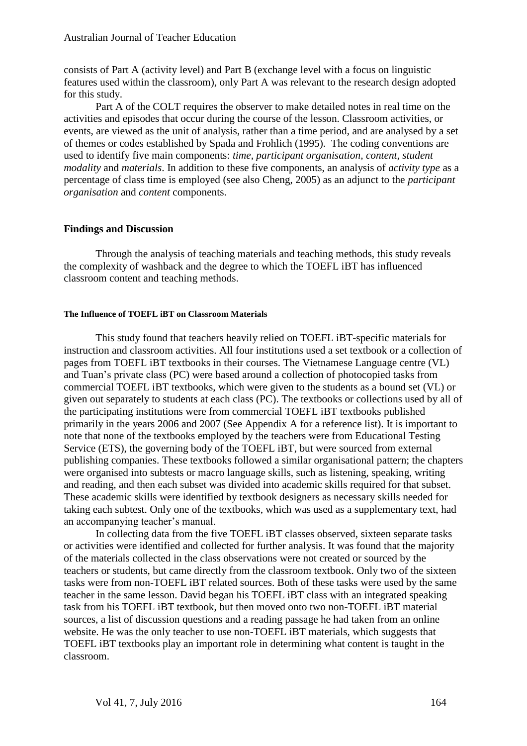consists of Part A (activity level) and Part B (exchange level with a focus on linguistic features used within the classroom), only Part A was relevant to the research design adopted for this study.

Part A of the COLT requires the observer to make detailed notes in real time on the activities and episodes that occur during the course of the lesson. Classroom activities, or events, are viewed as the unit of analysis, rather than a time period, and are analysed by a set of themes or codes established by Spada and Frohlich (1995). The coding conventions are used to identify five main components: *time*, *participant organisation*, *content*, *student modality* and *materials*. In addition to these five components, an analysis of *activity type* as a percentage of class time is employed (see also Cheng, 2005) as an adjunct to the *participant organisation* and *content* components.

## Findings and Discussion

Through the analysis of teaching materials and teaching methods, this study reveals the complexity of washback and the degree to which the TOEFL iBT has influenced classroom content and teaching methods.

### The Influence of TOEFL iBT on Classroom Materials

This study found that teachers heavily relied on TOEFL iBT-specific materials for instruction and classroom activities. All four institutions used a set textbook or a collection of pages from TOEFL iBT textbooks in their courses. The Vietnamese Language centre (VL) and Tuan's private class (PC) were based around a collection of photocopied tasks from commercial TOEFL iBT textbooks, which were given to the students as a bound set (VL) or given out separately to students at each class (PC). The textbooks or collections used by all of the participating institutions were from commercial TOEFL iBT textbooks published primarily in the years 2006 and 2007 (See Appendix A for a reference list). It is important to note that none of the textbooks employed by the teachers were from Educational Testing Service (ETS), the governing body of the TOEFL iBT, but were sourced from external publishing companies. These textbooks followed a similar organisational pattern; the chapters were organised into subtests or macro language skills, such as listening, speaking, writing and reading, and then each subset was divided into academic skills required for that subset. These academic skills were identified by textbook designers as necessary skills needed for taking each subtest. Only one of the textbooks, which was used as a supplementary text, had an accompanying teacher's manual.

In collecting data from the five TOEFL iBT classes observed, sixteen separate tasks or activities were identified and collected for further analysis. It was found that the majority of the materials collected in the class observations were not created or sourced by the teachers or students, but came directly from the classroom textbook. Only two of the sixteen tasks were from non-TOEFL iBT related sources. Both of these tasks were used by the same teacher in the same lesson. David began his TOEFL iBT class with an integrated speaking task from his TOEFL iBT textbook, but then moved onto two non-TOEFL iBT material sources, a list of discussion questions and a reading passage he had taken from an online website. He was the only teacher to use non-TOEFL iBT materials, which suggests that TOEFL iBT textbooks play an important role in determining what content is taught in the classroom.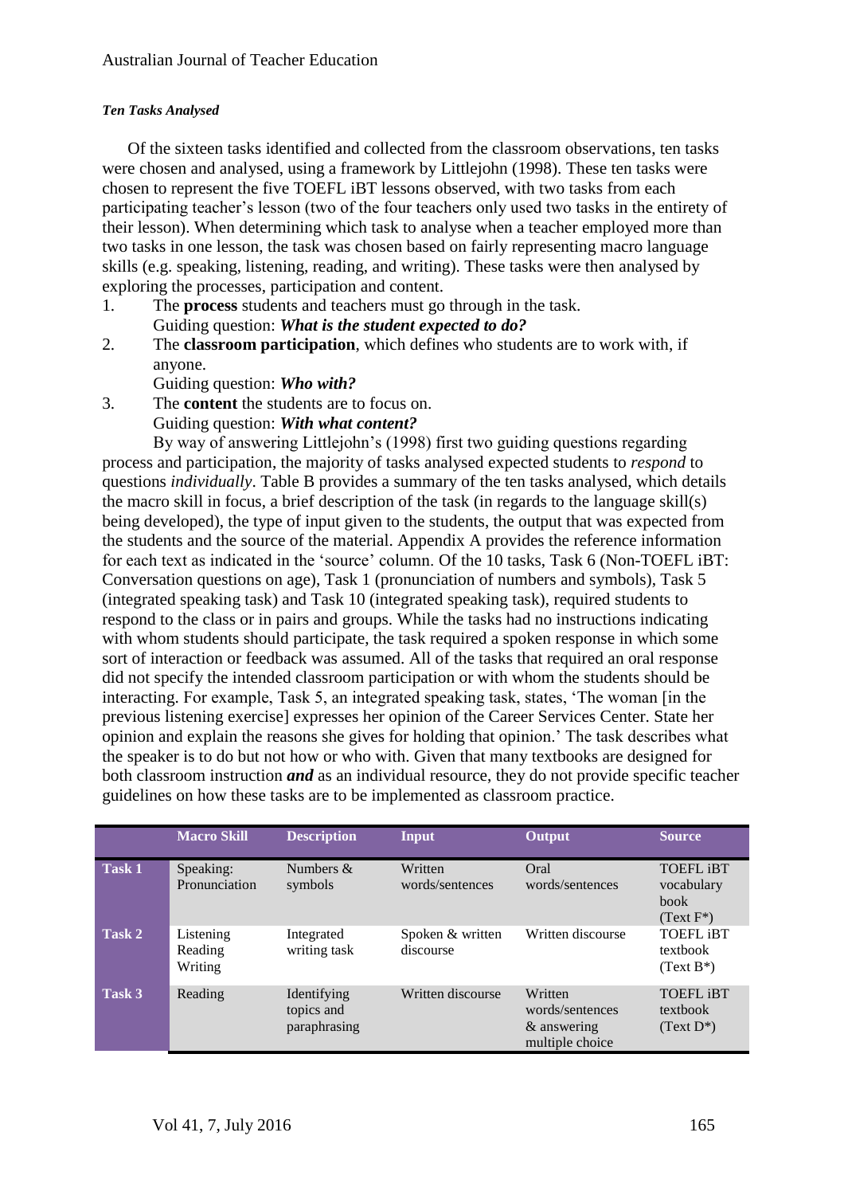***Ten Tasks Analysed***

Of the sixteen tasks identified and collected from the classroom observations, ten tasks were chosen and analysed, using a framework by Littlejohn (1998). These ten tasks were chosen to represent the five TOEFL iBT lessons observed, with two tasks from each participating teacher's lesson (two of the four teachers only used two tasks in the entirety of their lesson). When determining which task to analyse when a teacher employed more than two tasks in one lesson, the task was chosen based on fairly representing macro language skills (e.g. speaking, listening, reading, and writing). These tasks were then analysed by exploring the processes, participation and content.

1. The **process** students and teachers must go through in the task.
   Guiding question: ***What is the student expected to do?***
2. The **classroom participation**, which defines who students are to work with, if anyone.
   Guiding question: ***Who with?***
3. The **content** the students are to focus on.
   Guiding question: ***With what content?***

By way of answering Littlejohn's (1998) first two guiding questions regarding process and participation, the majority of tasks analysed expected students to *respond* to questions *individually*. Table B provides a summary of the ten tasks analysed, which details the macro skill in focus, a brief description of the task (in regards to the language skill(s) being developed), the type of input given to the students, the output that was expected from the students and the source of the material. Appendix A provides the reference information for each text as indicated in the 'source' column. Of the 10 tasks, Task 6 (Non-TOEFL iBT: Conversation questions on age), Task 1 (pronunciation of numbers and symbols), Task 5 (integrated speaking task) and Task 10 (integrated speaking task), required students to respond to the class or in pairs and groups. While the tasks had no instructions indicating with whom students should participate, the task required a spoken response in which some sort of interaction or feedback was assumed. All of the tasks that required an oral response did not specify the intended classroom participation or with whom the students should be interacting. For example, Task 5, an integrated speaking task, states, 'The woman [in the previous listening exercise] expresses her opinion of the Career Services Center. State her opinion and explain the reasons she gives for holding that opinion.' The task describes what the speaker is to do but not how or who with. Given that many textbooks are designed for both classroom instruction ***and*** as an individual resource, they do not provide specific teacher guidelines on how these tasks are to be implemented as classroom practice.

| | Macro Skill | Description | Input | Output | Source |
|---|---|---|---|---|---|
| **Task 1** | Speaking: Pronunciation | Numbers & symbols | Written words/sentences | Oral words/sentences | TOEFL iBT vocabulary book (Text F*) |
| **Task 2** | Listening Reading Writing | Integrated writing task | Spoken & written discourse | Written discourse | TOEFL iBT textbook (Text B*) |
| **Task 3** | Reading | Identifying topics and paraphrasing | Written discourse | Written words/sentences & answering multiple choice | TOEFL iBT textbook (Text D*) |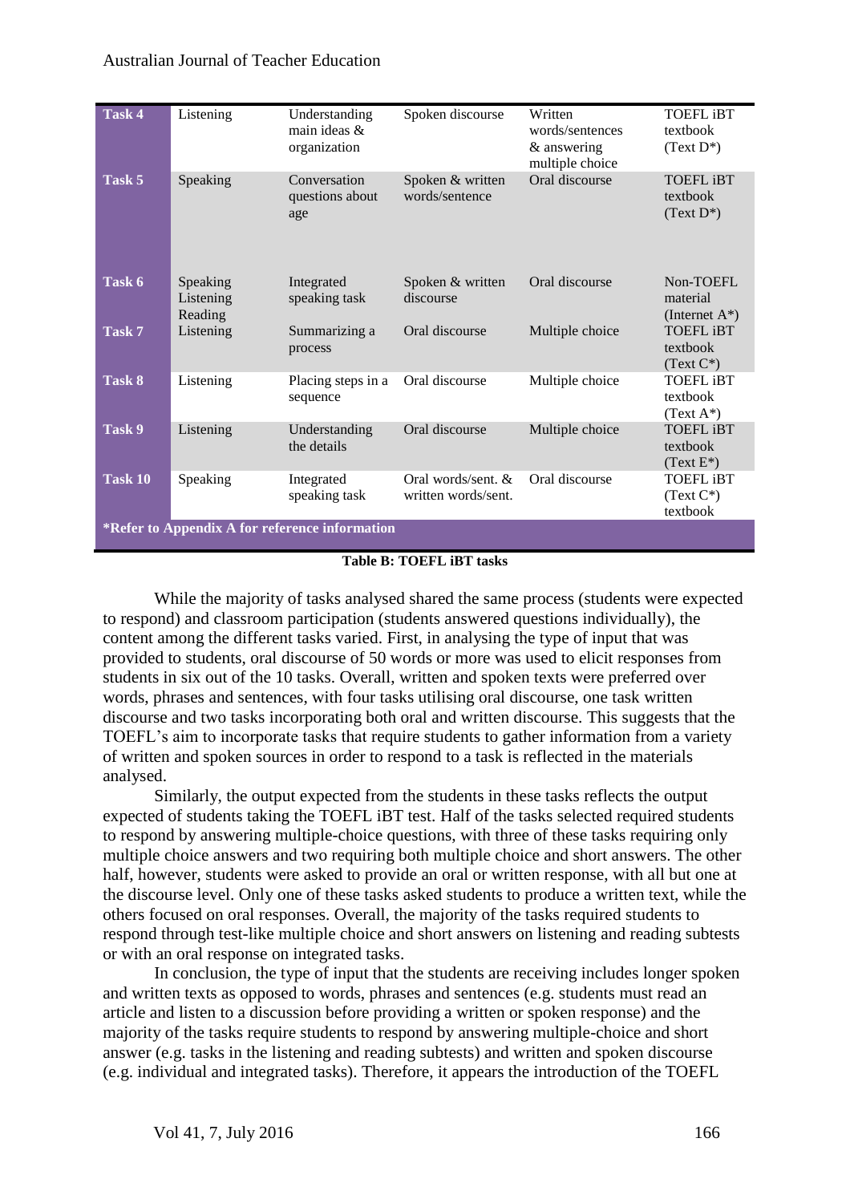| Task 4 | Listening | Understanding main ideas & organization | Spoken discourse | Written words/sentences & answering multiple choice | TOEFL iBT textbook (Text D*) |
|---|---|---|---|---|---|
| Task 5 | Speaking | Conversation questions about age | Spoken & written words/sentence | Oral discourse | TOEFL iBT textbook (Text D*) |
| Task 6 | Speaking Listening Reading | Integrated speaking task | Spoken & written discourse | Oral discourse | Non-TOEFL material (Internet A*) |
| Task 7 | Listening | Summarizing a process | Oral discourse | Multiple choice | TOEFL iBT textbook (Text C*) |
| Task 8 | Listening | Placing steps in a sequence | Oral discourse | Multiple choice | TOEFL iBT textbook (Text A*) |
| Task 9 | Listening | Understanding the details | Oral discourse | Multiple choice | TOEFL iBT textbook (Text E*) |
| Task 10 | Speaking | Integrated speaking task | Oral words/sent. & written words/sent. | Oral discourse | TOEFL iBT (Text C*) textbook |
| *Refer to Appendix A for reference information | | | | | |

**Table B: TOEFL iBT tasks**

While the majority of tasks analysed shared the same process (students were expected to respond) and classroom participation (students answered questions individually), the content among the different tasks varied. First, in analysing the type of input that was provided to students, oral discourse of 50 words or more was used to elicit responses from students in six out of the 10 tasks. Overall, written and spoken texts were preferred over words, phrases and sentences, with four tasks utilising oral discourse, one task written discourse and two tasks incorporating both oral and written discourse. This suggests that the TOEFL's aim to incorporate tasks that require students to gather information from a variety of written and spoken sources in order to respond to a task is reflected in the materials analysed.

Similarly, the output expected from the students in these tasks reflects the output expected of students taking the TOEFL iBT test. Half of the tasks selected required students to respond by answering multiple-choice questions, with three of these tasks requiring only multiple choice answers and two requiring both multiple choice and short answers. The other half, however, students were asked to provide an oral or written response, with all but one at the discourse level. Only one of these tasks asked students to produce a written text, while the others focused on oral responses. Overall, the majority of the tasks required students to respond through test-like multiple choice and short answers on listening and reading subtests or with an oral response on integrated tasks.

In conclusion, the type of input that the students are receiving includes longer spoken and written texts as opposed to words, phrases and sentences (e.g. students must read an article and listen to a discussion before providing a written or spoken response) and the majority of the tasks require students to respond by answering multiple-choice and short answer (e.g. tasks in the listening and reading subtests) and written and spoken discourse (e.g. individual and integrated tasks). Therefore, it appears the introduction of the TOEFL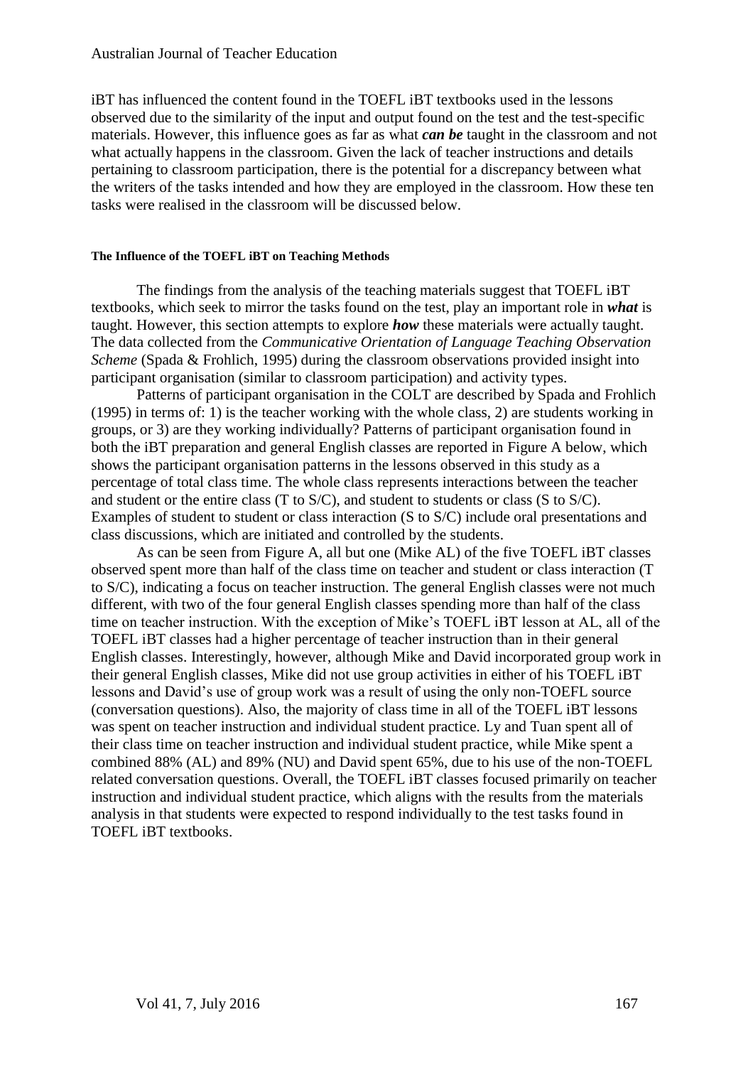iBT has influenced the content found in the TOEFL iBT textbooks used in the lessons observed due to the similarity of the input and output found on the test and the test-specific materials. However, this influence goes as far as what ***can be*** taught in the classroom and not what actually happens in the classroom. Given the lack of teacher instructions and details pertaining to classroom participation, there is the potential for a discrepancy between what the writers of the tasks intended and how they are employed in the classroom. How these ten tasks were realised in the classroom will be discussed below.

#### The Influence of the TOEFL iBT on Teaching Methods

The findings from the analysis of the teaching materials suggest that TOEFL iBT textbooks, which seek to mirror the tasks found on the test, play an important role in ***what*** is taught. However, this section attempts to explore ***how*** these materials were actually taught. The data collected from the *Communicative Orientation of Language Teaching Observation Scheme* (Spada & Frohlich, 1995) during the classroom observations provided insight into participant organisation (similar to classroom participation) and activity types.

Patterns of participant organisation in the COLT are described by Spada and Frohlich (1995) in terms of: 1) is the teacher working with the whole class, 2) are students working in groups, or 3) are they working individually? Patterns of participant organisation found in both the iBT preparation and general English classes are reported in Figure A below, which shows the participant organisation patterns in the lessons observed in this study as a percentage of total class time. The whole class represents interactions between the teacher and student or the entire class (T to S/C), and student to students or class (S to S/C). Examples of student to student or class interaction (S to S/C) include oral presentations and class discussions, which are initiated and controlled by the students.

As can be seen from Figure A, all but one (Mike AL) of the five TOEFL iBT classes observed spent more than half of the class time on teacher and student or class interaction (T to S/C), indicating a focus on teacher instruction. The general English classes were not much different, with two of the four general English classes spending more than half of the class time on teacher instruction. With the exception of Mike's TOEFL iBT lesson at AL, all of the TOEFL iBT classes had a higher percentage of teacher instruction than in their general English classes. Interestingly, however, although Mike and David incorporated group work in their general English classes, Mike did not use group activities in either of his TOEFL iBT lessons and David's use of group work was a result of using the only non-TOEFL source (conversation questions). Also, the majority of class time in all of the TOEFL iBT lessons was spent on teacher instruction and individual student practice. Ly and Tuan spent all of their class time on teacher instruction and individual student practice, while Mike spent a combined 88% (AL) and 89% (NU) and David spent 65%, due to his use of the non-TOEFL related conversation questions. Overall, the TOEFL iBT classes focused primarily on teacher instruction and individual student practice, which aligns with the results from the materials analysis in that students were expected to respond individually to the test tasks found in TOEFL iBT textbooks.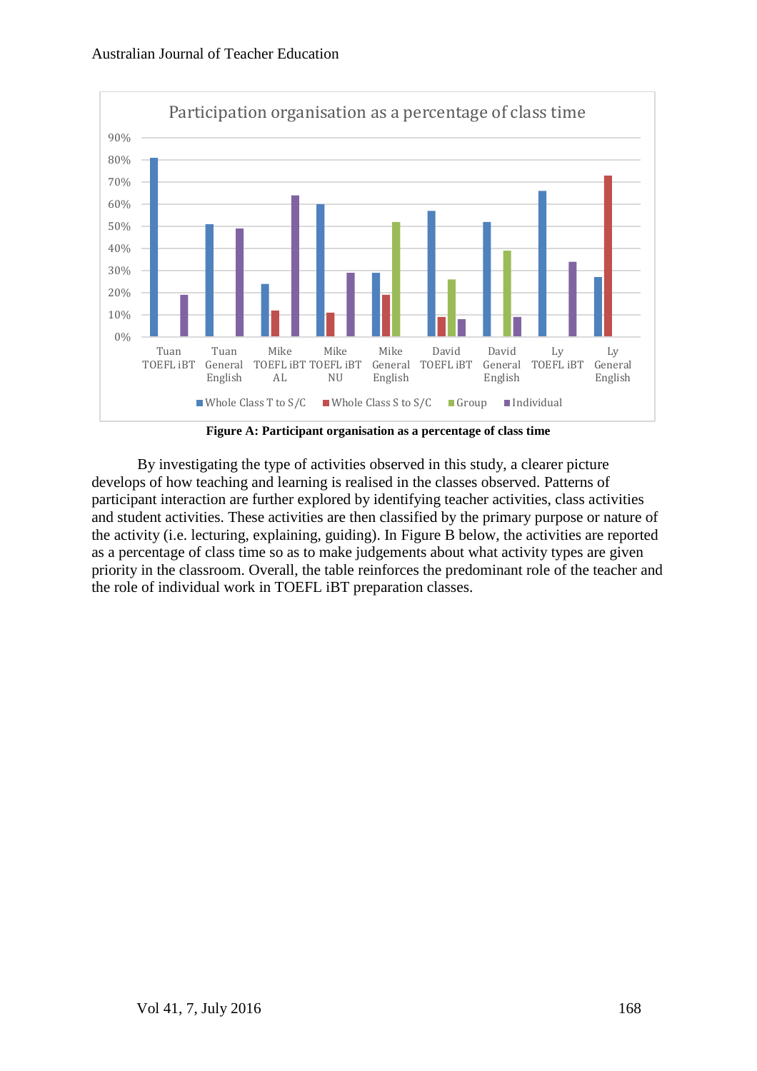**Figure A: Participant organisation as a percentage of class time**

By investigating the type of activities observed in this study, a clearer picture develops of how teaching and learning is realised in the classes observed. Patterns of participant interaction are further explored by identifying teacher activities, class activities and student activities. These activities are then classified by the primary purpose or nature of the activity (i.e. lecturing, explaining, guiding). In Figure B below, the activities are reported as a percentage of class time so as to make judgements about what activity types are given priority in the classroom. Overall, the table reinforces the predominant role of the teacher and the role of individual work in TOEFL iBT preparation classes.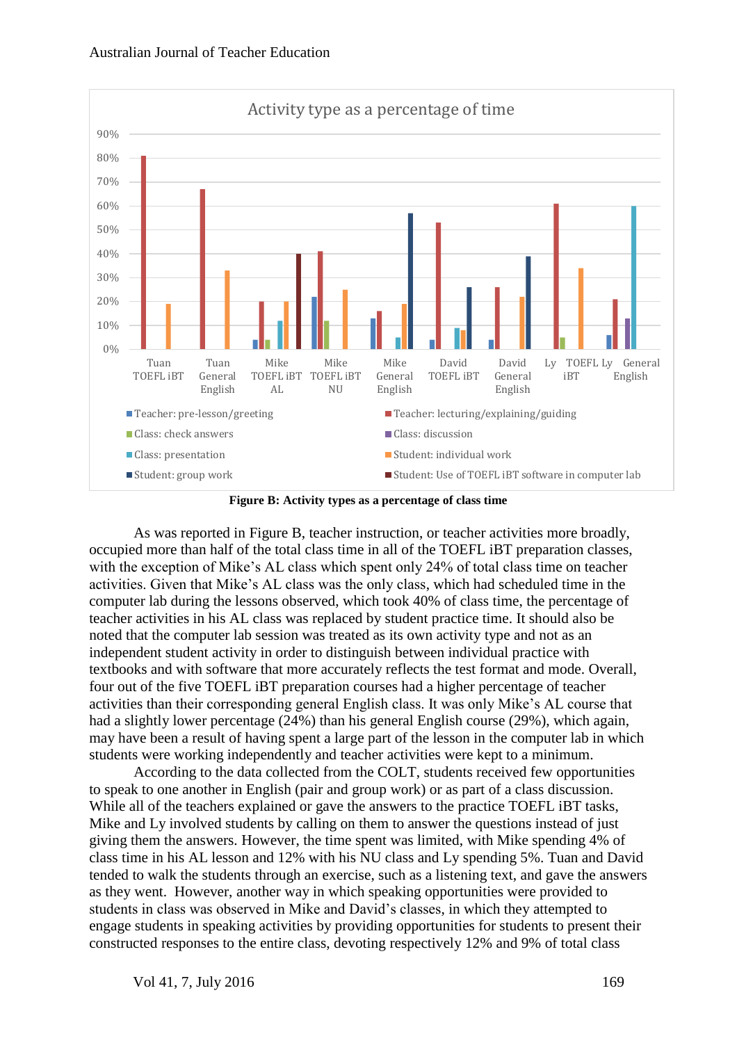Activity type as a percentage of time

Figure B: Activity types as a percentage of class time

As was reported in Figure B, teacher instruction, or teacher activities more broadly, occupied more than half of the total class time in all of the TOEFL iBT preparation classes, with the exception of Mike's AL class which spent only 24% of total class time on teacher activities. Given that Mike's AL class was the only class, which had scheduled time in the computer lab during the lessons observed, which took 40% of class time, the percentage of teacher activities in his AL class was replaced by student practice time. It should also be noted that the computer lab session was treated as its own activity type and not as an independent student activity in order to distinguish between individual practice with textbooks and with software that more accurately reflects the test format and mode. Overall, four out of the five TOEFL iBT preparation courses had a higher percentage of teacher activities than their corresponding general English class. It was only Mike's AL course that had a slightly lower percentage (24%) than his general English course (29%), which again, may have been a result of having spent a large part of the lesson in the computer lab in which students were working independently and teacher activities were kept to a minimum.

According to the data collected from the COLT, students received few opportunities to speak to one another in English (pair and group work) or as part of a class discussion. While all of the teachers explained or gave the answers to the practice TOEFL iBT tasks, Mike and Ly involved students by calling on them to answer the questions instead of just giving them the answers. However, the time spent was limited, with Mike spending 4% of class time in his AL lesson and 12% with his NU class and Ly spending 5%. Tuan and David tended to walk the students through an exercise, such as a listening text, and gave the answers as they went. However, another way in which speaking opportunities were provided to students in class was observed in Mike and David's classes, in which they attempted to engage students in speaking activities by providing opportunities for students to present their constructed responses to the entire class, devoting respectively 12% and 9% of total class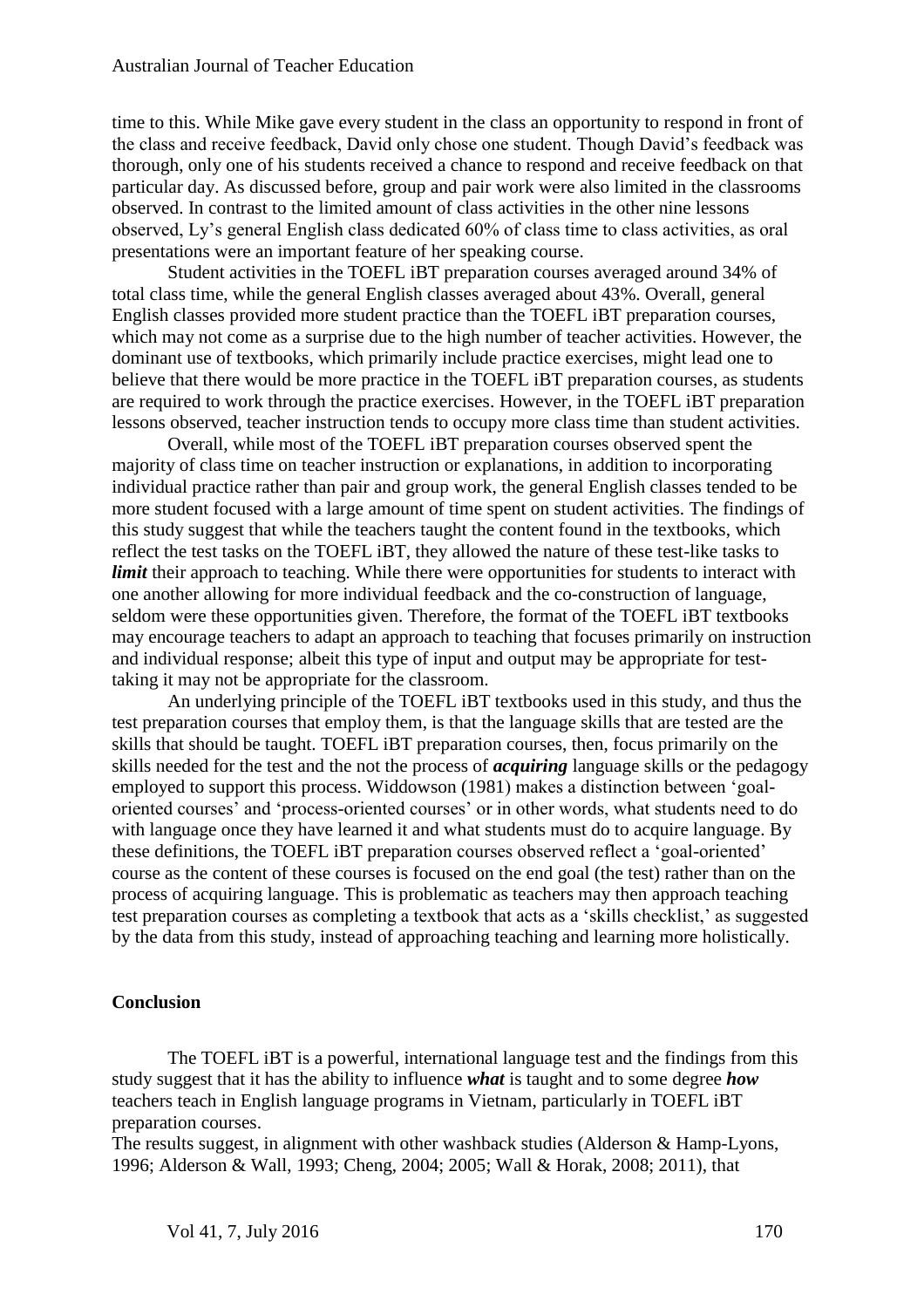time to this. While Mike gave every student in the class an opportunity to respond in front of the class and receive feedback, David only chose one student. Though David's feedback was thorough, only one of his students received a chance to respond and receive feedback on that particular day. As discussed before, group and pair work were also limited in the classrooms observed. In contrast to the limited amount of class activities in the other nine lessons observed, Ly's general English class dedicated 60% of class time to class activities, as oral presentations were an important feature of her speaking course.

Student activities in the TOEFL iBT preparation courses averaged around 34% of total class time, while the general English classes averaged about 43%. Overall, general English classes provided more student practice than the TOEFL iBT preparation courses, which may not come as a surprise due to the high number of teacher activities. However, the dominant use of textbooks, which primarily include practice exercises, might lead one to believe that there would be more practice in the TOEFL iBT preparation courses, as students are required to work through the practice exercises. However, in the TOEFL iBT preparation lessons observed, teacher instruction tends to occupy more class time than student activities.

Overall, while most of the TOEFL iBT preparation courses observed spent the majority of class time on teacher instruction or explanations, in addition to incorporating individual practice rather than pair and group work, the general English classes tended to be more student focused with a large amount of time spent on student activities. The findings of this study suggest that while the teachers taught the content found in the textbooks, which reflect the test tasks on the TOEFL iBT, they allowed the nature of these test-like tasks to ***limit*** their approach to teaching. While there were opportunities for students to interact with one another allowing for more individual feedback and the co-construction of language, seldom were these opportunities given. Therefore, the format of the TOEFL iBT textbooks may encourage teachers to adapt an approach to teaching that focuses primarily on instruction and individual response; albeit this type of input and output may be appropriate for test-taking it may not be appropriate for the classroom.

An underlying principle of the TOEFL iBT textbooks used in this study, and thus the test preparation courses that employ them, is that the language skills that are tested are the skills that should be taught. TOEFL iBT preparation courses, then, focus primarily on the skills needed for the test and the not the process of ***acquiring*** language skills or the pedagogy employed to support this process. Widdowson (1981) makes a distinction between 'goal-oriented courses' and 'process-oriented courses' or in other words, what students need to do with language once they have learned it and what students must do to acquire language. By these definitions, the TOEFL iBT preparation courses observed reflect a 'goal-oriented' course as the content of these courses is focused on the end goal (the test) rather than on the process of acquiring language. This is problematic as teachers may then approach teaching test preparation courses as completing a textbook that acts as a 'skills checklist,' as suggested by the data from this study, instead of approaching teaching and learning more holistically.

## Conclusion

The TOEFL iBT is a powerful, international language test and the findings from this study suggest that it has the ability to influence ***what*** is taught and to some degree ***how*** teachers teach in English language programs in Vietnam, particularly in TOEFL iBT preparation courses.

The results suggest, in alignment with other washback studies (Alderson & Hamp-Lyons, 1996; Alderson & Wall, 1993; Cheng, 2004; 2005; Wall & Horak, 2008; 2011), that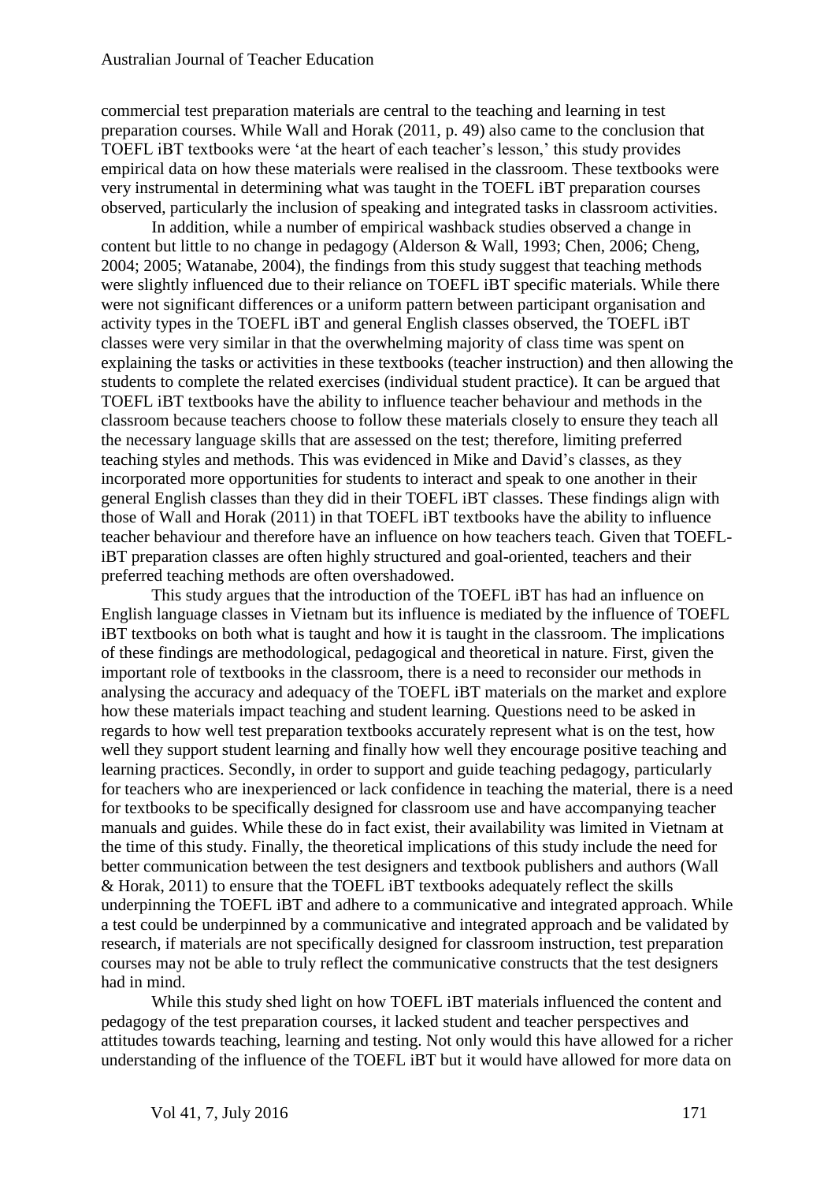commercial test preparation materials are central to the teaching and learning in test preparation courses. While Wall and Horak (2011, p. 49) also came to the conclusion that TOEFL iBT textbooks were 'at the heart of each teacher's lesson,' this study provides empirical data on how these materials were realised in the classroom. These textbooks were very instrumental in determining what was taught in the TOEFL iBT preparation courses observed, particularly the inclusion of speaking and integrated tasks in classroom activities.

In addition, while a number of empirical washback studies observed a change in content but little to no change in pedagogy (Alderson & Wall, 1993; Chen, 2006; Cheng, 2004; 2005; Watanabe, 2004), the findings from this study suggest that teaching methods were slightly influenced due to their reliance on TOEFL iBT specific materials. While there were not significant differences or a uniform pattern between participant organisation and activity types in the TOEFL iBT and general English classes observed, the TOEFL iBT classes were very similar in that the overwhelming majority of class time was spent on explaining the tasks or activities in these textbooks (teacher instruction) and then allowing the students to complete the related exercises (individual student practice). It can be argued that TOEFL iBT textbooks have the ability to influence teacher behaviour and methods in the classroom because teachers choose to follow these materials closely to ensure they teach all the necessary language skills that are assessed on the test; therefore, limiting preferred teaching styles and methods. This was evidenced in Mike and David's classes, as they incorporated more opportunities for students to interact and speak to one another in their general English classes than they did in their TOEFL iBT classes. These findings align with those of Wall and Horak (2011) in that TOEFL iBT textbooks have the ability to influence teacher behaviour and therefore have an influence on how teachers teach. Given that TOEFL-iBT preparation classes are often highly structured and goal-oriented, teachers and their preferred teaching methods are often overshadowed.

This study argues that the introduction of the TOEFL iBT has had an influence on English language classes in Vietnam but its influence is mediated by the influence of TOEFL iBT textbooks on both what is taught and how it is taught in the classroom. The implications of these findings are methodological, pedagogical and theoretical in nature. First, given the important role of textbooks in the classroom, there is a need to reconsider our methods in analysing the accuracy and adequacy of the TOEFL iBT materials on the market and explore how these materials impact teaching and student learning. Questions need to be asked in regards to how well test preparation textbooks accurately represent what is on the test, how well they support student learning and finally how well they encourage positive teaching and learning practices. Secondly, in order to support and guide teaching pedagogy, particularly for teachers who are inexperienced or lack confidence in teaching the material, there is a need for textbooks to be specifically designed for classroom use and have accompanying teacher manuals and guides. While these do in fact exist, their availability was limited in Vietnam at the time of this study. Finally, the theoretical implications of this study include the need for better communication between the test designers and textbook publishers and authors (Wall & Horak, 2011) to ensure that the TOEFL iBT textbooks adequately reflect the skills underpinning the TOEFL iBT and adhere to a communicative and integrated approach. While a test could be underpinned by a communicative and integrated approach and be validated by research, if materials are not specifically designed for classroom instruction, test preparation courses may not be able to truly reflect the communicative constructs that the test designers had in mind.

While this study shed light on how TOEFL iBT materials influenced the content and pedagogy of the test preparation courses, it lacked student and teacher perspectives and attitudes towards teaching, learning and testing. Not only would this have allowed for a richer understanding of the influence of the TOEFL iBT but it would have allowed for more data on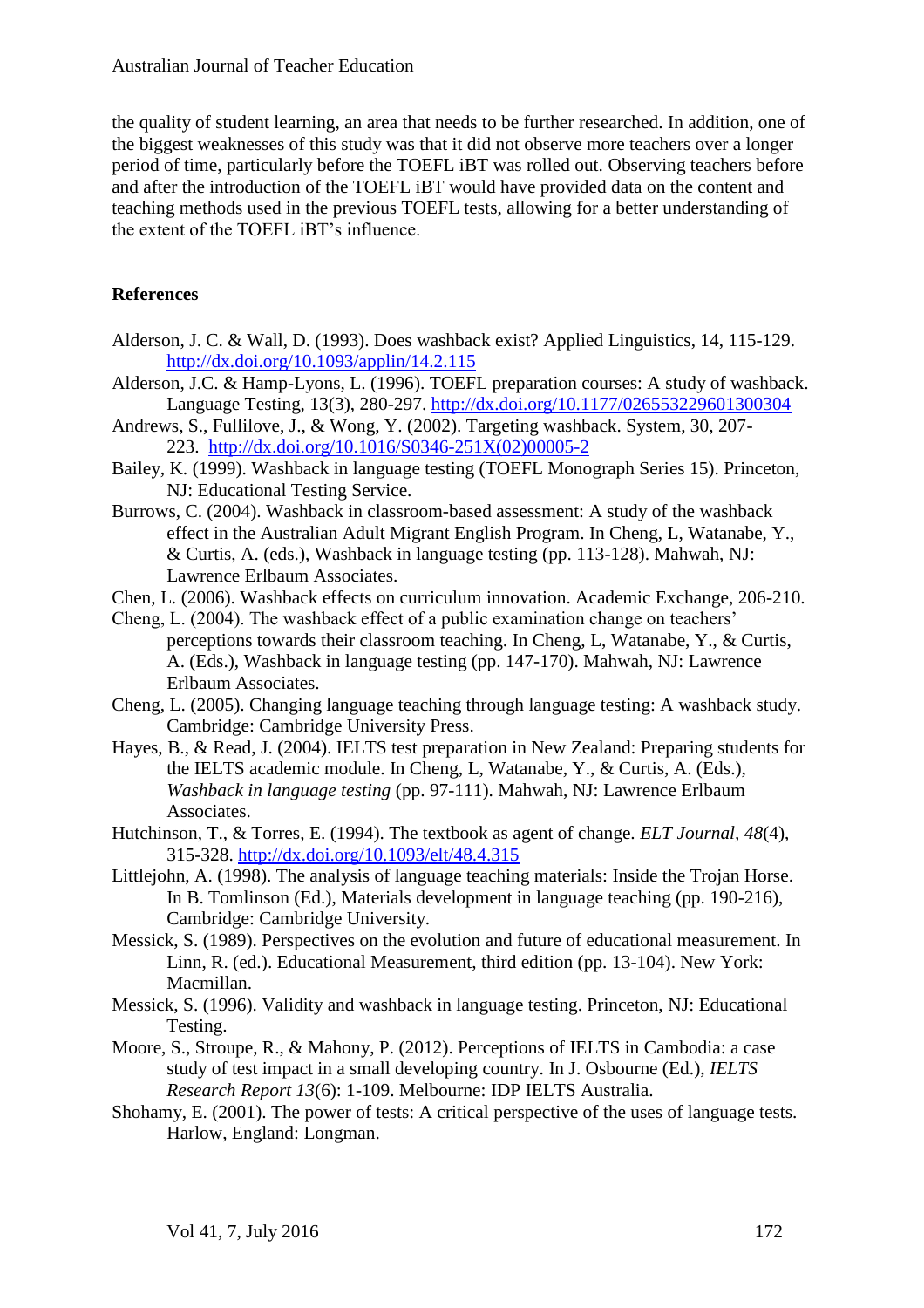the quality of student learning, an area that needs to be further researched. In addition, one of the biggest weaknesses of this study was that it did not observe more teachers over a longer period of time, particularly before the TOEFL iBT was rolled out. Observing teachers before and after the introduction of the TOEFL iBT would have provided data on the content and teaching methods used in the previous TOEFL tests, allowing for a better understanding of the extent of the TOEFL iBT's influence.

## References

Alderson, J. C. & Wall, D. (1993). Does washback exist? Applied Linguistics, 14, 115-129. http://dx.doi.org/10.1093/applin/14.2.115

Alderson, J.C. & Hamp-Lyons, L. (1996). TOEFL preparation courses: A study of washback. Language Testing, 13(3), 280-297. http://dx.doi.org/10.1177/026553229601300304

Andrews, S., Fullilove, J., & Wong, Y. (2002). Targeting washback. System, 30, 207-223. http://dx.doi.org/10.1016/S0346-251X(02)00005-2

Bailey, K. (1999). Washback in language testing (TOEFL Monograph Series 15). Princeton, NJ: Educational Testing Service.

Burrows, C. (2004). Washback in classroom-based assessment: A study of the washback effect in the Australian Adult Migrant English Program. In Cheng, L, Watanabe, Y., & Curtis, A. (eds.), Washback in language testing (pp. 113-128). Mahwah, NJ: Lawrence Erlbaum Associates.

Chen, L. (2006). Washback effects on curriculum innovation. Academic Exchange, 206-210.

Cheng, L. (2004). The washback effect of a public examination change on teachers' perceptions towards their classroom teaching. In Cheng, L, Watanabe, Y., & Curtis, A. (Eds.), Washback in language testing (pp. 147-170). Mahwah, NJ: Lawrence Erlbaum Associates.

Cheng, L. (2005). Changing language teaching through language testing: A washback study. Cambridge: Cambridge University Press.

Hayes, B., & Read, J. (2004). IELTS test preparation in New Zealand: Preparing students for the IELTS academic module. In Cheng, L, Watanabe, Y., & Curtis, A. (Eds.), *Washback in language testing* (pp. 97-111). Mahwah, NJ: Lawrence Erlbaum Associates.

Hutchinson, T., & Torres, E. (1994). The textbook as agent of change. *ELT Journal*, *48*(4), 315-328. http://dx.doi.org/10.1093/elt/48.4.315

Littlejohn, A. (1998). The analysis of language teaching materials: Inside the Trojan Horse. In B. Tomlinson (Ed.), Materials development in language teaching (pp. 190-216), Cambridge: Cambridge University.

Messick, S. (1989). Perspectives on the evolution and future of educational measurement. In Linn, R. (ed.). Educational Measurement, third edition (pp. 13-104). New York: Macmillan.

Messick, S. (1996). Validity and washback in language testing. Princeton, NJ: Educational Testing.

Moore, S., Stroupe, R., & Mahony, P. (2012). Perceptions of IELTS in Cambodia: a case study of test impact in a small developing country. In J. Osbourne (Ed.), *IELTS Research Report 13*(6): 1-109. Melbourne: IDP IELTS Australia.

Shohamy, E. (2001). The power of tests: A critical perspective of the uses of language tests. Harlow, England: Longman.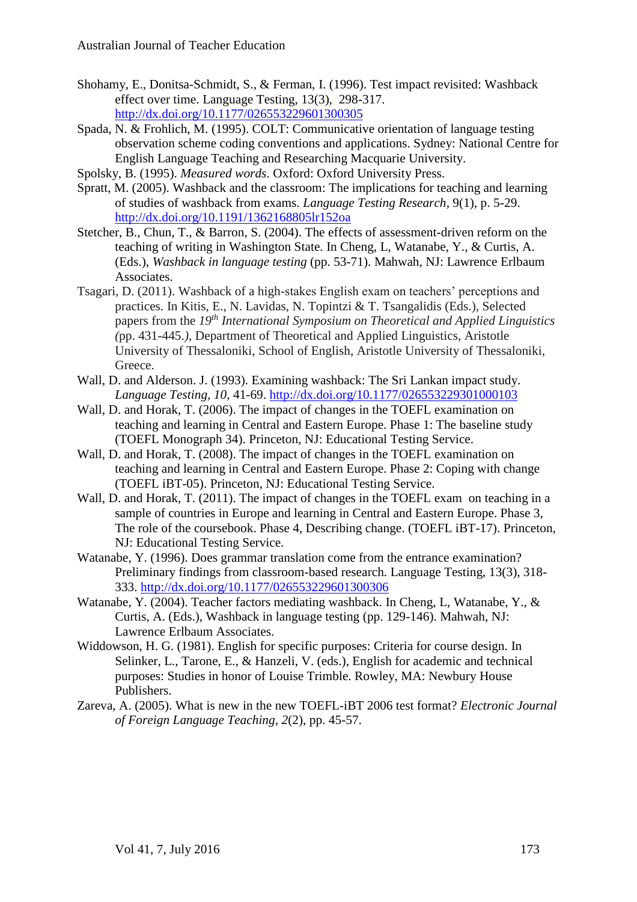Shohamy, E., Donitsa-Schmidt, S., & Ferman, I. (1996). Test impact revisited: Washback effect over time. Language Testing, 13(3), 298-317. http://dx.doi.org/10.1177/026553229601300305

Spada, N. & Frohlich, M. (1995). COLT: Communicative orientation of language testing observation scheme coding conventions and applications. Sydney: National Centre for English Language Teaching and Researching Macquarie University.

Spolsky, B. (1995). *Measured words*. Oxford: Oxford University Press.

Spratt, M. (2005). Washback and the classroom: The implications for teaching and learning of studies of washback from exams. *Language Testing Research*, 9(1), p. 5-29. http://dx.doi.org/10.1191/1362168805lr152oa

Stetcher, B., Chun, T., & Barron, S. (2004). The effects of assessment-driven reform on the teaching of writing in Washington State. In Cheng, L, Watanabe, Y., & Curtis, A. (Eds.), *Washback in language testing* (pp. 53-71). Mahwah, NJ: Lawrence Erlbaum Associates.

Tsagari, D. (2011). Washback of a high-stakes English exam on teachers' perceptions and practices. In Kitis, E., N. Lavidas, N. Topintzi & T. Tsangalidis (Eds.), Selected papers from the *19th International Symposium on Theoretical and Applied Linguistics (*pp. 431-445.*)*, Department of Theoretical and Applied Linguistics, Aristotle University of Thessaloniki, School of English, Aristotle University of Thessaloniki, Greece.

Wall, D. and Alderson. J. (1993). Examining washback: The Sri Lankan impact study. *Language Testing, 10*, 41-69. http://dx.doi.org/10.1177/026553229301000103

Wall, D. and Horak, T. (2006). The impact of changes in the TOEFL examination on teaching and learning in Central and Eastern Europe. Phase 1: The baseline study (TOEFL Monograph 34). Princeton, NJ: Educational Testing Service.

Wall, D. and Horak, T. (2008). The impact of changes in the TOEFL examination on teaching and learning in Central and Eastern Europe. Phase 2: Coping with change (TOEFL iBT-05). Princeton, NJ: Educational Testing Service.

Wall, D. and Horak, T. (2011). The impact of changes in the TOEFL exam on teaching in a sample of countries in Europe and learning in Central and Eastern Europe. Phase 3, The role of the coursebook. Phase 4, Describing change. (TOEFL iBT-17). Princeton, NJ: Educational Testing Service.

Watanabe, Y. (1996). Does grammar translation come from the entrance examination? Preliminary findings from classroom-based research. Language Testing, 13(3), 318-333. http://dx.doi.org/10.1177/026553229601300306

Watanabe, Y. (2004). Teacher factors mediating washback. In Cheng, L, Watanabe, Y., & Curtis, A. (Eds.), Washback in language testing (pp. 129-146). Mahwah, NJ: Lawrence Erlbaum Associates.

Widdowson, H. G. (1981). English for specific purposes: Criteria for course design. In Selinker, L., Tarone, E., & Hanzeli, V. (eds.), English for academic and technical purposes: Studies in honor of Louise Trimble. Rowley, MA: Newbury House Publishers.

Zareva, A. (2005). What is new in the new TOEFL-iBT 2006 test format? *Electronic Journal of Foreign Language Teaching, 2*(2), pp. 45-57.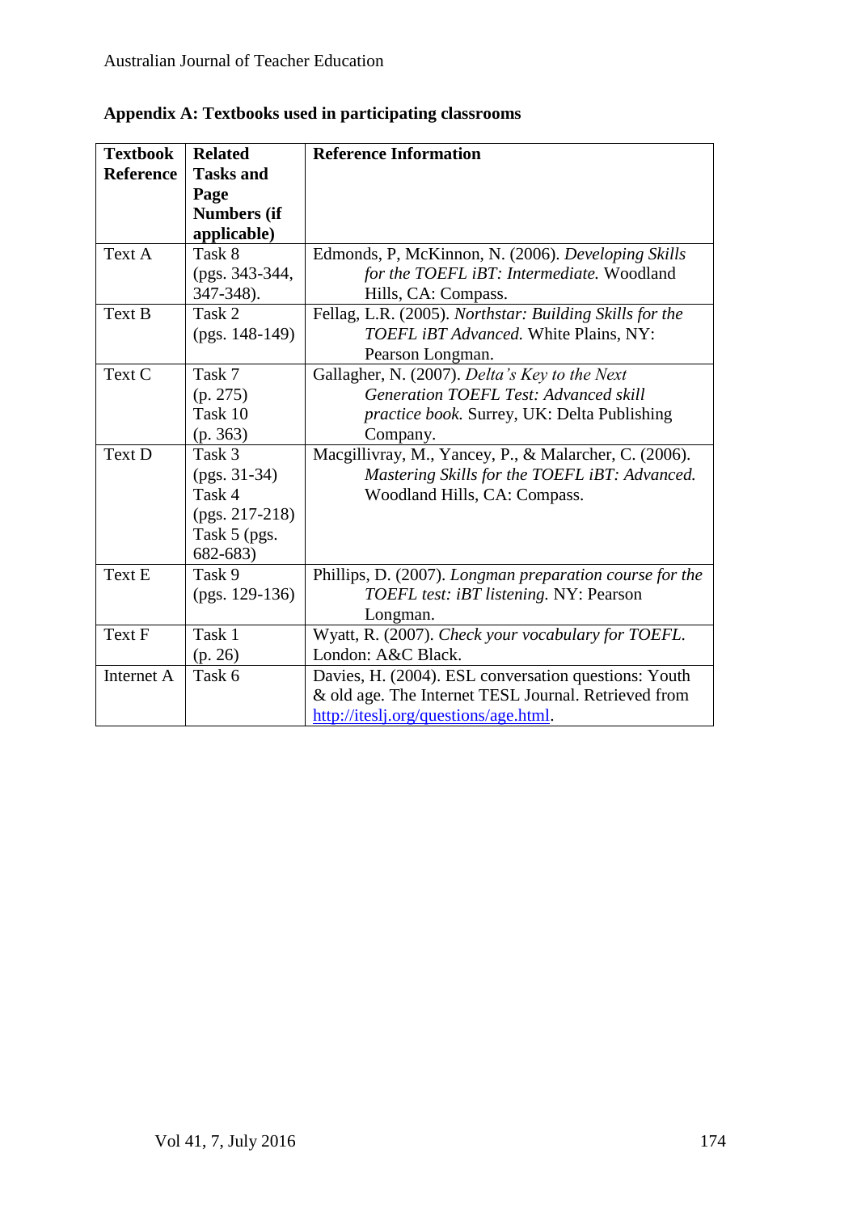**Appendix A: Textbooks used in participating classrooms**

| Textbook Reference | Related Tasks and Page Numbers (if applicable) | Reference Information |
| --- | --- | --- |
| Text A | Task 8 (pgs. 343-344, 347-348). | Edmonds, P, McKinnon, N. (2006). *Developing Skills for the TOEFL iBT: Intermediate.* Woodland Hills, CA: Compass. |
| Text B | Task 2 (pgs. 148-149) | Fellag, L.R. (2005). *Northstar: Building Skills for the TOEFL iBT Advanced.* White Plains, NY: Pearson Longman. |
| Text C | Task 7 (p. 275) Task 10 (p. 363) | Gallagher, N. (2007). *Delta's Key to the Next Generation TOEFL Test: Advanced skill practice book.* Surrey, UK: Delta Publishing Company. |
| Text D | Task 3 (pgs. 31-34) Task 4 (pgs. 217-218) Task 5 (pgs. 682-683) | Macgillivray, M., Yancey, P., & Malarcher, C. (2006). *Mastering Skills for the TOEFL iBT: Advanced.* Woodland Hills, CA: Compass. |
| Text E | Task 9 (pgs. 129-136) | Phillips, D. (2007). *Longman preparation course for the TOEFL test: iBT listening.* NY: Pearson Longman. |
| Text F | Task 1 (p. 26) | Wyatt, R. (2007). *Check your vocabulary for TOEFL.* London: A&C Black. |
| Internet A | Task 6 | Davies, H. (2004). ESL conversation questions: Youth & old age. The Internet TESL Journal. Retrieved from [http://iteslj.org/questions/age.html](http://iteslj.org/questions/age.html). |